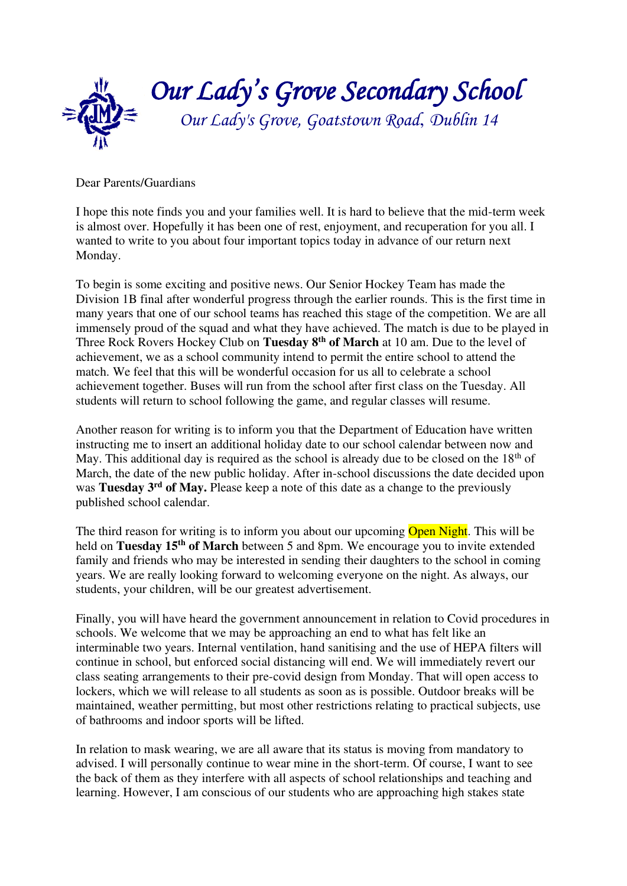# *Our Lady's Grove Secondary School*

*Our Lady's Grove, Goatstown Road, Dublin 14*

Dear Parents/Guardians

I hope this note finds you and your families well. It is hard to believe that the mid-term week is almost over. Hopefully it has been one of rest, enjoyment, and recuperation for you all. I wanted to write to you about four important topics today in advance of our return next Monday.

To begin is some exciting and positive news. Our Senior Hockey Team has made the Division 1B final after wonderful progress through the earlier rounds. This is the first time in many years that one of our school teams has reached this stage of the competition. We are all immensely proud of the squad and what they have achieved. The match is due to be played in Three Rock Rovers Hockey Club on **Tuesday 8th of March** at 10 am. Due to the level of achievement, we as a school community intend to permit the entire school to attend the match. We feel that this will be wonderful occasion for us all to celebrate a school achievement together. Buses will run from the school after first class on the Tuesday. All students will return to school following the game, and regular classes will resume.

Another reason for writing is to inform you that the Department of Education have written instructing me to insert an additional holiday date to our school calendar between now and May. This additional day is required as the school is already due to be closed on the 18th of March, the date of the new public holiday. After in-school discussions the date decided upon was **Tuesday 3rd of May.** Please keep a note of this date as a change to the previously published school calendar.

The third reason for writing is to inform you about our upcoming Open Night. This will be held on **Tuesday 15th of March** between 5 and 8pm. We encourage you to invite extended family and friends who may be interested in sending their daughters to the school in coming years. We are really looking forward to welcoming everyone on the night. As always, our students, your children, will be our greatest advertisement.

Finally, you will have heard the government announcement in relation to Covid procedures in schools. We welcome that we may be approaching an end to what has felt like an interminable two years. Internal ventilation, hand sanitising and the use of HEPA filters will continue in school, but enforced social distancing will end. We will immediately revert our class seating arrangements to their pre-covid design from Monday. That will open access to lockers, which we will release to all students as soon as is possible. Outdoor breaks will be maintained, weather permitting, but most other restrictions relating to practical subjects, use of bathrooms and indoor sports will be lifted.

In relation to mask wearing, we are all aware that its status is moving from mandatory to advised. I will personally continue to wear mine in the short-term. Of course, I want to see the back of them as they interfere with all aspects of school relationships and teaching and learning. However, I am conscious of our students who are approaching high stakes state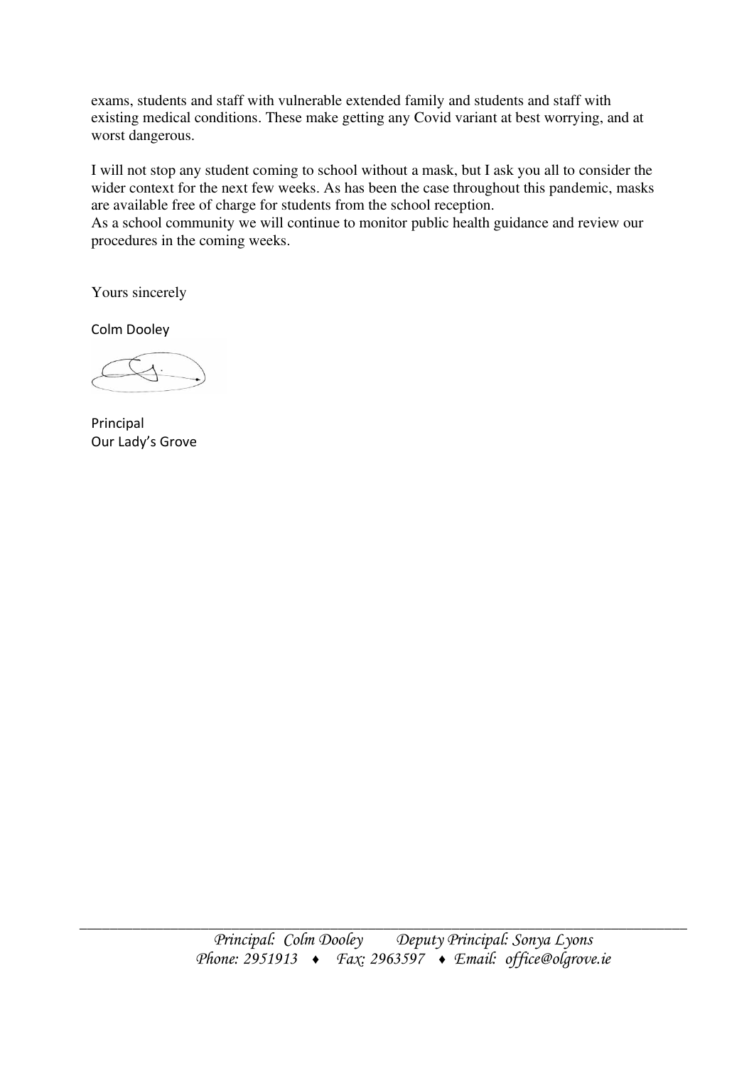exams, students and staff with vulnerable extended family and students and staff with existing medical conditions. These make getting any Covid variant at best worrying, and at worst dangerous.

I will not stop any student coming to school without a mask, but I ask you all to consider the wider context for the next few weeks. As has been the case throughout this pandemic, masks are available free of charge for students from the school reception.
As a school community we will continue to monitor public health guidance and review our procedures in the coming weeks.

Yours sincerely

Colm Dooley

Principal
Our Lady's Grove

*Principal: Colm Dooley Deputy Principal: Sonya Lyons*
*Phone: 2951913 ♦ Fax: 2963597 ♦ Email: office@olgrove.ie*